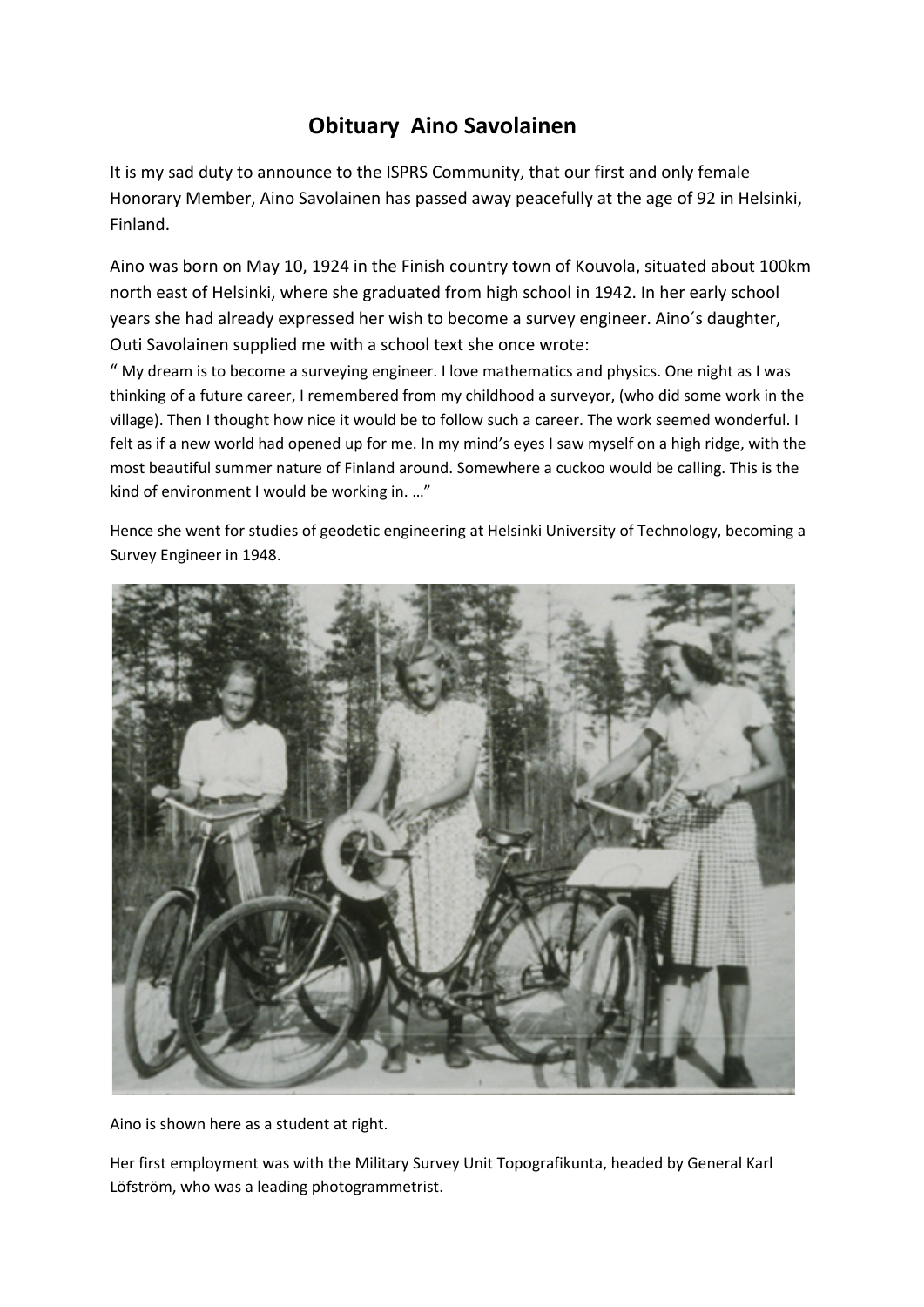# Obituary Aino Savolainen

It is my sad duty to announce to the ISPRS Community, that our first and only female Honorary Member, Aino Savolainen has passed away peacefully at the age of 92 in Helsinki, Finland.

Aino was born on May 10, 1924 in the Finish country town of Kouvola, situated about 100km north east of Helsinki, where she graduated from high school in 1942. In her early school years she had already expressed her wish to become a survey engineer. Aino´s daughter, Outi Savolainen supplied me with a school text she once wrote:

" My dream is to become a surveying engineer. I love mathematics and physics. One night as I was thinking of a future career, I remembered from my childhood a surveyor, (who did some work in the village). Then I thought how nice it would be to follow such a career. The work seemed wonderful. I felt as if a new world had opened up for me. In my mind's eyes I saw myself on a high ridge, with the most beautiful summer nature of Finland around. Somewhere a cuckoo would be calling. This is the kind of environment I would be working in. …"

Hence she went for studies of geodetic engineering at Helsinki University of Technology, becoming a Survey Engineer in 1948.

Aino is shown here as a student at right.

Her first employment was with the Military Survey Unit Topografikunta, headed by General Karl Löfström, who was a leading photogrammetrist.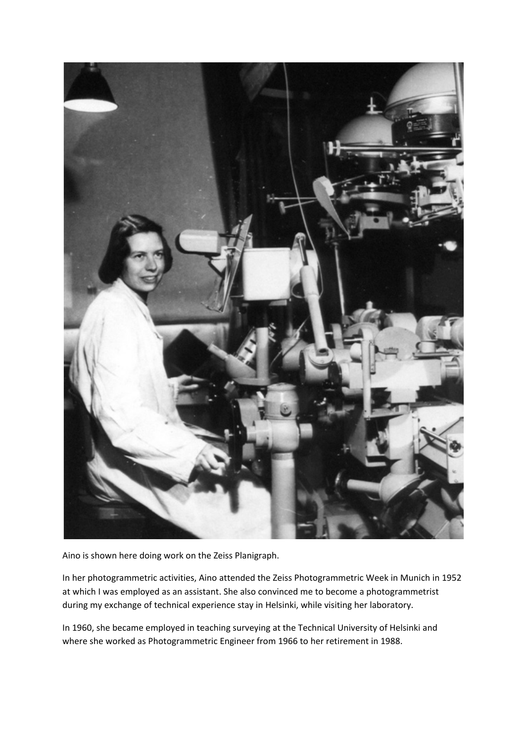Aino is shown here doing work on the Zeiss Planigraph.

In her photogrammetric activities, Aino attended the Zeiss Photogrammetric Week in Munich in 1952 at which I was employed as an assistant. She also convinced me to become a photogrammetrist during my exchange of technical experience stay in Helsinki, while visiting her laboratory.

In 1960, she became employed in teaching surveying at the Technical University of Helsinki and where she worked as Photogrammetric Engineer from 1966 to her retirement in 1988.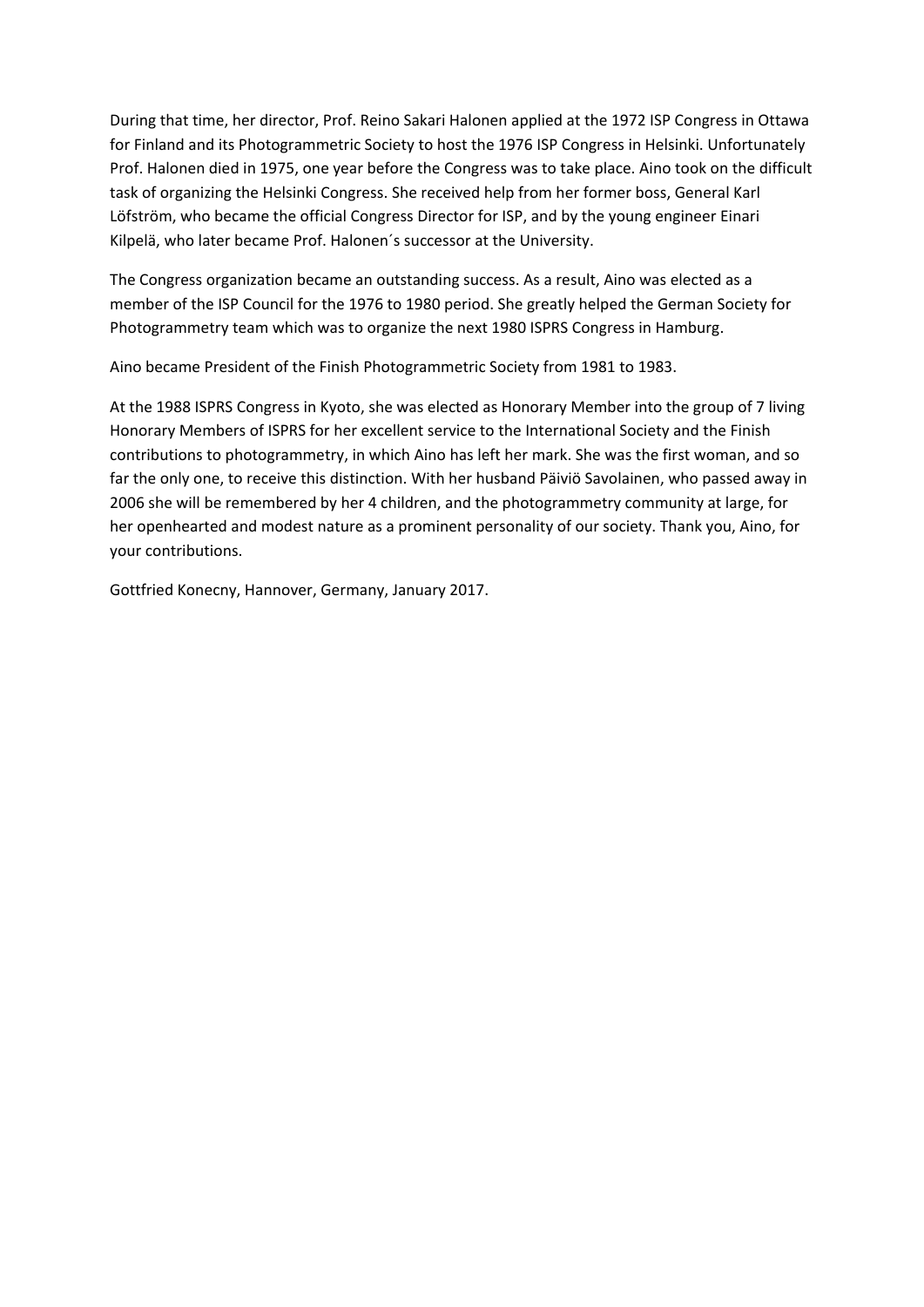During that time, her director, Prof. Reino Sakari Halonen applied at the 1972 ISP Congress in Ottawa for Finland and its Photogrammetric Society to host the 1976 ISP Congress in Helsinki. Unfortunately Prof. Halonen died in 1975, one year before the Congress was to take place. Aino took on the difficult task of organizing the Helsinki Congress. She received help from her former boss, General Karl Löfström, who became the official Congress Director for ISP, and by the young engineer Einari Kilpelä, who later became Prof. Halonen´s successor at the University.

The Congress organization became an outstanding success. As a result, Aino was elected as a member of the ISP Council for the 1976 to 1980 period. She greatly helped the German Society for Photogrammetry team which was to organize the next 1980 ISPRS Congress in Hamburg.

Aino became President of the Finish Photogrammetric Society from 1981 to 1983.

At the 1988 ISPRS Congress in Kyoto, she was elected as Honorary Member into the group of 7 living Honorary Members of ISPRS for her excellent service to the International Society and the Finish contributions to photogrammetry, in which Aino has left her mark. She was the first woman, and so far the only one, to receive this distinction. With her husband Päiviö Savolainen, who passed away in 2006 she will be remembered by her 4 children, and the photogrammetry community at large, for her openhearted and modest nature as a prominent personality of our society. Thank you, Aino, for your contributions.

Gottfried Konecny, Hannover, Germany, January 2017.